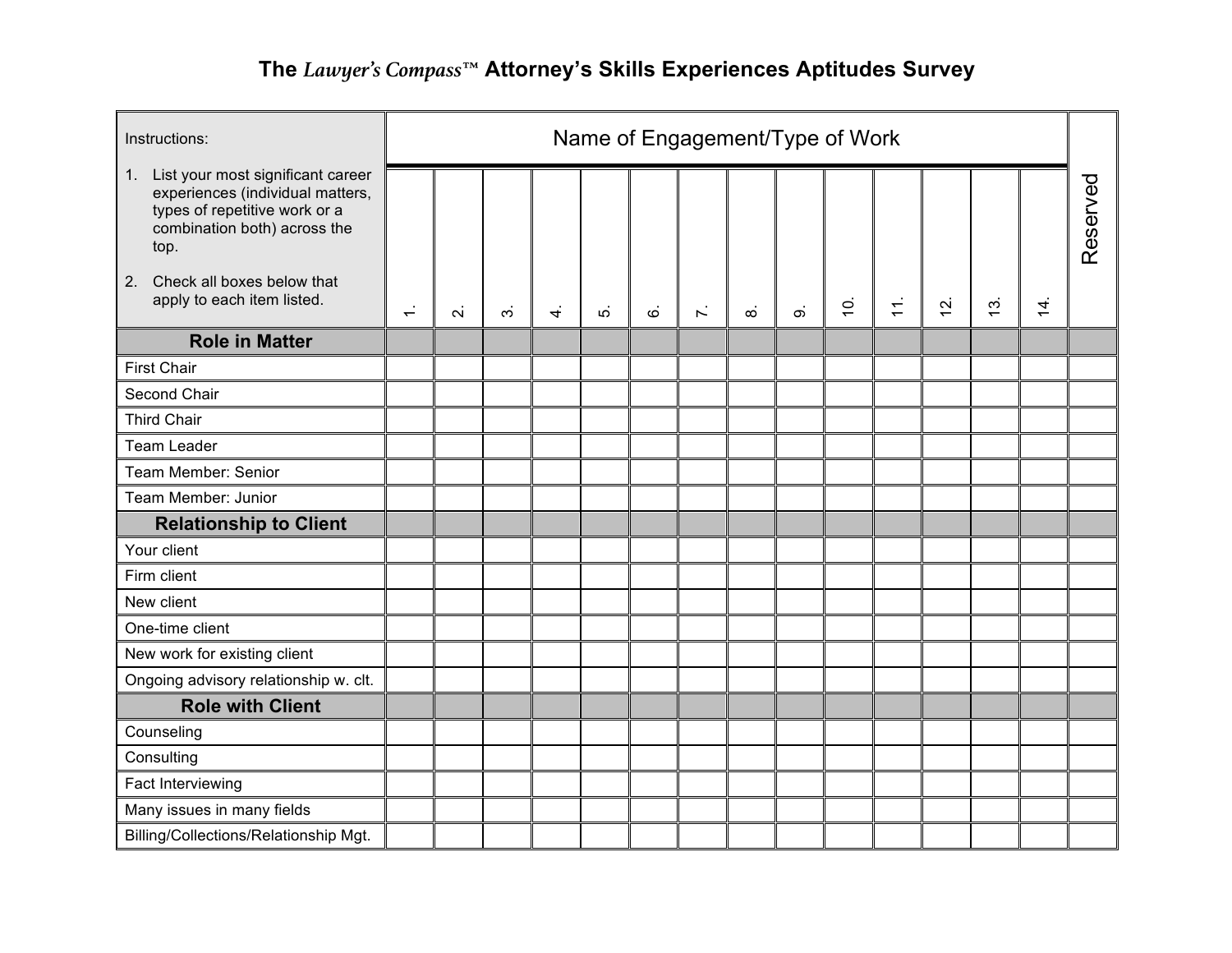# The *Lawyer's Compass*™ Attorney's Skills Experiences Aptitudes Survey

Instructions:

1. List your most significant career experiences (individual matters, types of repetitive work or a combination both) across the top.
2. Check all boxes below that apply to each item listed.

| | Name of Engagement/Type of Work | | | | | | | | | | | | | | Reserved |
|---|---|---|---|---|---|---|---|---|---|---|---|---|---|---|---|
| | 1. | 2. | 3. | 4. | 5. | 6. | 7. | 8. | 9. | 10. | 11. | 12. | 13. | 14. | |
| **Role in Matter** | | | | | | | | | | | | | | | |
| First Chair | | | | | | | | | | | | | | | |
| Second Chair | | | | | | | | | | | | | | | |
| Third Chair | | | | | | | | | | | | | | | |
| Team Leader | | | | | | | | | | | | | | | |
| Team Member: Senior | | | | | | | | | | | | | | | |
| Team Member: Junior | | | | | | | | | | | | | | | |
| **Relationship to Client** | | | | | | | | | | | | | | | |
| Your client | | | | | | | | | | | | | | | |
| Firm client | | | | | | | | | | | | | | | |
| New client | | | | | | | | | | | | | | | |
| One-time client | | | | | | | | | | | | | | | |
| New work for existing client | | | | | | | | | | | | | | | |
| Ongoing advisory relationship w. clt. | | | | | | | | | | | | | | | |
| **Role with Client** | | | | | | | | | | | | | | | |
| Counseling | | | | | | | | | | | | | | | |
| Consulting | | | | | | | | | | | | | | | |
| Fact Interviewing | | | | | | | | | | | | | | | |
| Many issues in many fields | | | | | | | | | | | | | | | |
| Billing/Collections/Relationship Mgt. | | | | | | | | | | | | | | | |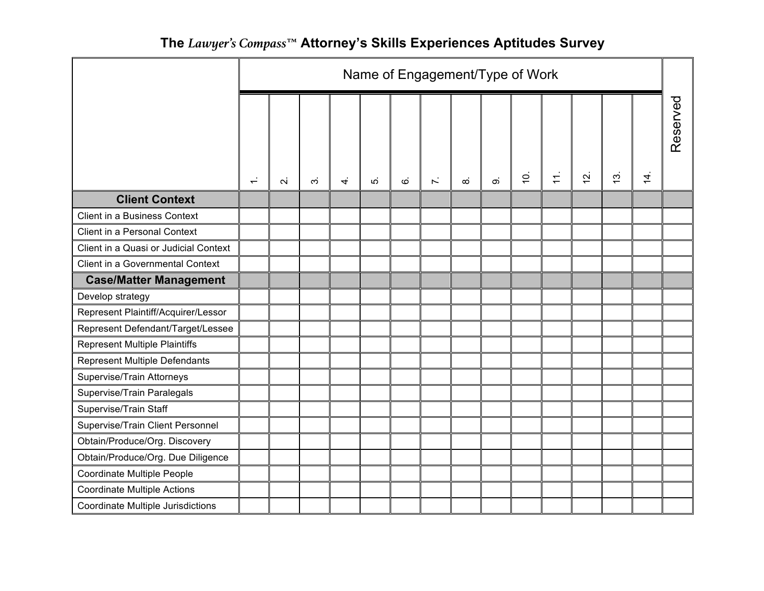# The *Lawyer's Compass*™ Attorney's Skills Experiences Aptitudes Survey

| | Name of Engagement/Type of Work | | | | | | | | | | | | | | Reserved |
|---|---|---|---|---|---|---|---|---|---|---|---|---|---|---|---|
| | 1. | 2. | 3. | 4. | 5. | 6. | 7. | 8. | 9. | 10. | 11. | 12. | 13. | 14. | |
| **Client Context** | | | | | | | | | | | | | | | |
| Client in a Business Context | | | | | | | | | | | | | | | |
| Client in a Personal Context | | | | | | | | | | | | | | | |
| Client in a Quasi or Judicial Context | | | | | | | | | | | | | | | |
| Client in a Governmental Context | | | | | | | | | | | | | | | |
| **Case/Matter Management** | | | | | | | | | | | | | | | |
| Develop strategy | | | | | | | | | | | | | | | |
| Represent Plaintiff/Acquirer/Lessor | | | | | | | | | | | | | | | |
| Represent Defendant/Target/Lessee | | | | | | | | | | | | | | | |
| Represent Multiple Plaintiffs | | | | | | | | | | | | | | | |
| Represent Multiple Defendants | | | | | | | | | | | | | | | |
| Supervise/Train Attorneys | | | | | | | | | | | | | | | |
| Supervise/Train Paralegals | | | | | | | | | | | | | | | |
| Supervise/Train Staff | | | | | | | | | | | | | | | |
| Supervise/Train Client Personnel | | | | | | | | | | | | | | | |
| Obtain/Produce/Org. Discovery | | | | | | | | | | | | | | | |
| Obtain/Produce/Org. Due Diligence | | | | | | | | | | | | | | | |
| Coordinate Multiple People | | | | | | | | | | | | | | | |
| Coordinate Multiple Actions | | | | | | | | | | | | | | | |
| Coordinate Multiple Jurisdictions | | | | | | | | | | | | | | | |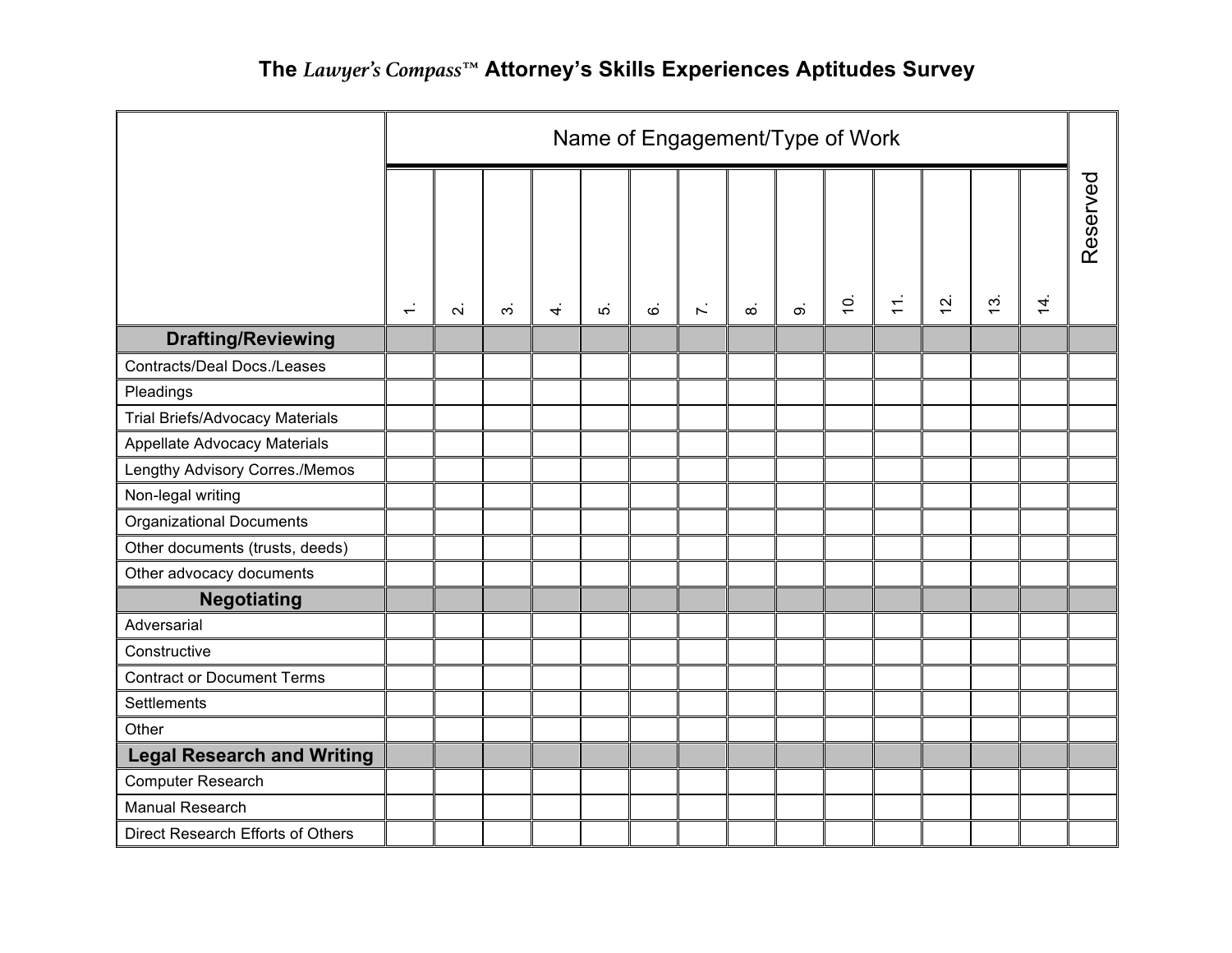# The *Lawyer's Compass™* Attorney's Skills Experiences Aptitudes Survey

| | Name of Engagement/Type of Work | | | | | | | | | | | | | | |
|---|---|---|---|---|---|---|---|---|---|---|---|---|---|---|---|
| | 1. | 2. | 3. | 4. | 5. | 6. | 7. | 8. | 9. | 10. | 11. | 12. | 13. | 14. | Reserved |
| **Drafting/Reviewing** | | | | | | | | | | | | | | | |
| Contracts/Deal Docs./Leases | | | | | | | | | | | | | | | |
| Pleadings | | | | | | | | | | | | | | | |
| Trial Briefs/Advocacy Materials | | | | | | | | | | | | | | | |
| Appellate Advocacy Materials | | | | | | | | | | | | | | | |
| Lengthy Advisory Corres./Memos | | | | | | | | | | | | | | | |
| Non-legal writing | | | | | | | | | | | | | | | |
| Organizational Documents | | | | | | | | | | | | | | | |
| Other documents (trusts, deeds) | | | | | | | | | | | | | | | |
| Other advocacy documents | | | | | | | | | | | | | | | |
| **Negotiating** | | | | | | | | | | | | | | | |
| Adversarial | | | | | | | | | | | | | | | |
| Constructive | | | | | | | | | | | | | | | |
| Contract or Document Terms | | | | | | | | | | | | | | | |
| Settlements | | | | | | | | | | | | | | | |
| Other | | | | | | | | | | | | | | | |
| **Legal Research and Writing** | | | | | | | | | | | | | | | |
| Computer Research | | | | | | | | | | | | | | | |
| Manual Research | | | | | | | | | | | | | | | |
| Direct Research Efforts of Others | | | | | | | | | | | | | | | |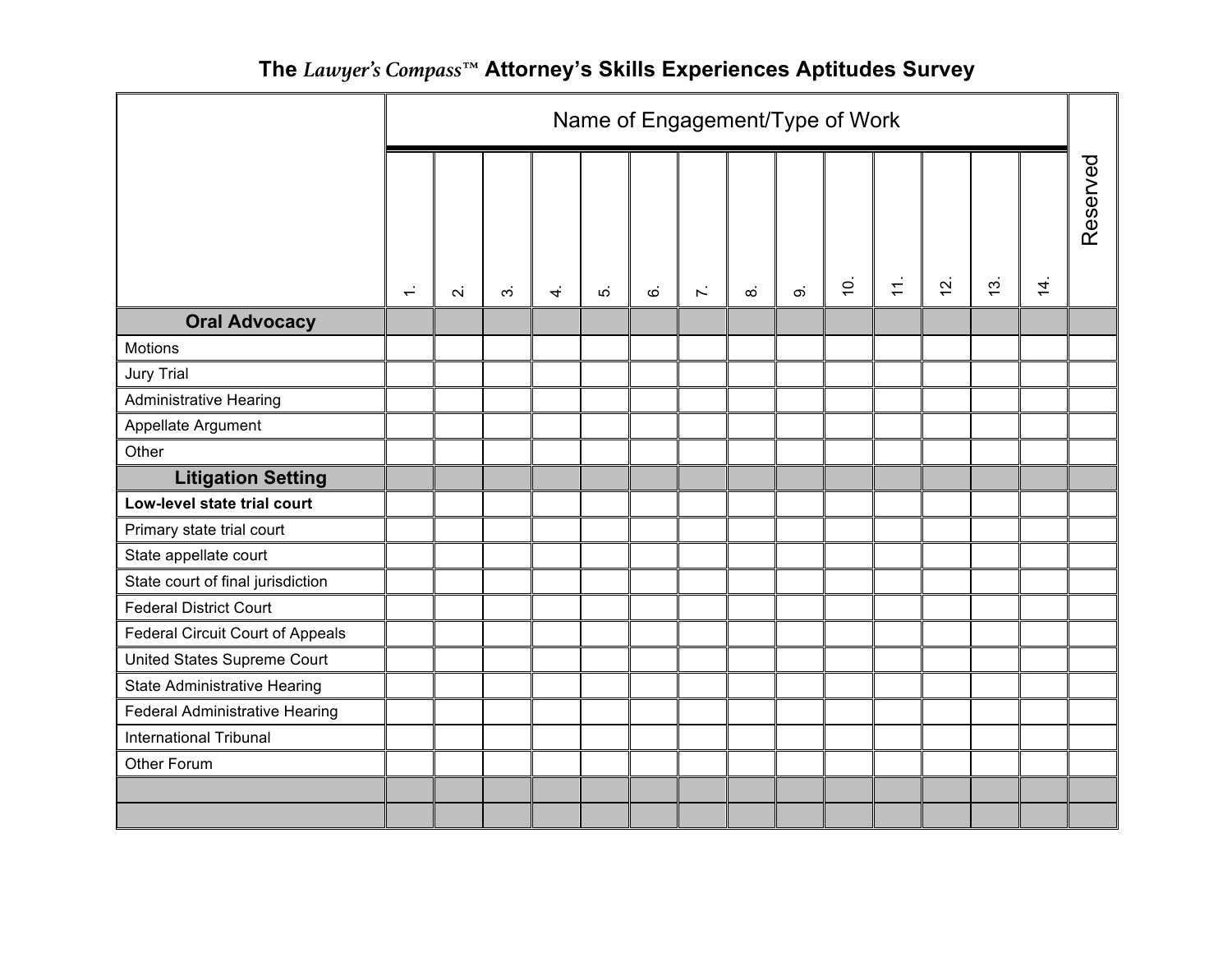# The *Lawyer's Compass™* Attorney's Skills Experiences Aptitudes Survey

| | Name of Engagement/Type of Work | | | | | | | | | | | | | | |
|---|---|---|---|---|---|---|---|---|---|---|---|---|---|---|---|
| | 1. | 2. | 3. | 4. | 5. | 6. | 7. | 8. | 9. | 10. | 11. | 12. | 13. | 14. | Reserved |
| **Oral Advocacy** | | | | | | | | | | | | | | | |
| Motions | | | | | | | | | | | | | | | |
| Jury Trial | | | | | | | | | | | | | | | |
| Administrative Hearing | | | | | | | | | | | | | | | |
| Appellate Argument | | | | | | | | | | | | | | | |
| Other | | | | | | | | | | | | | | | |
| **Litigation Setting** | | | | | | | | | | | | | | | |
| **Low-level state trial court** | | | | | | | | | | | | | | | |
| Primary state trial court | | | | | | | | | | | | | | | |
| State appellate court | | | | | | | | | | | | | | | |
| State court of final jurisdiction | | | | | | | | | | | | | | | |
| Federal District Court | | | | | | | | | | | | | | | |
| Federal Circuit Court of Appeals | | | | | | | | | | | | | | | |
| United States Supreme Court | | | | | | | | | | | | | | | |
| State Administrative Hearing | | | | | | | | | | | | | | | |
| Federal Administrative Hearing | | | | | | | | | | | | | | | |
| International Tribunal | | | | | | | | | | | | | | | |
| Other Forum | | | | | | | | | | | | | | | |
| | | | | | | | | | | | | | | | |
| | | | | | | | | | | | | | | | |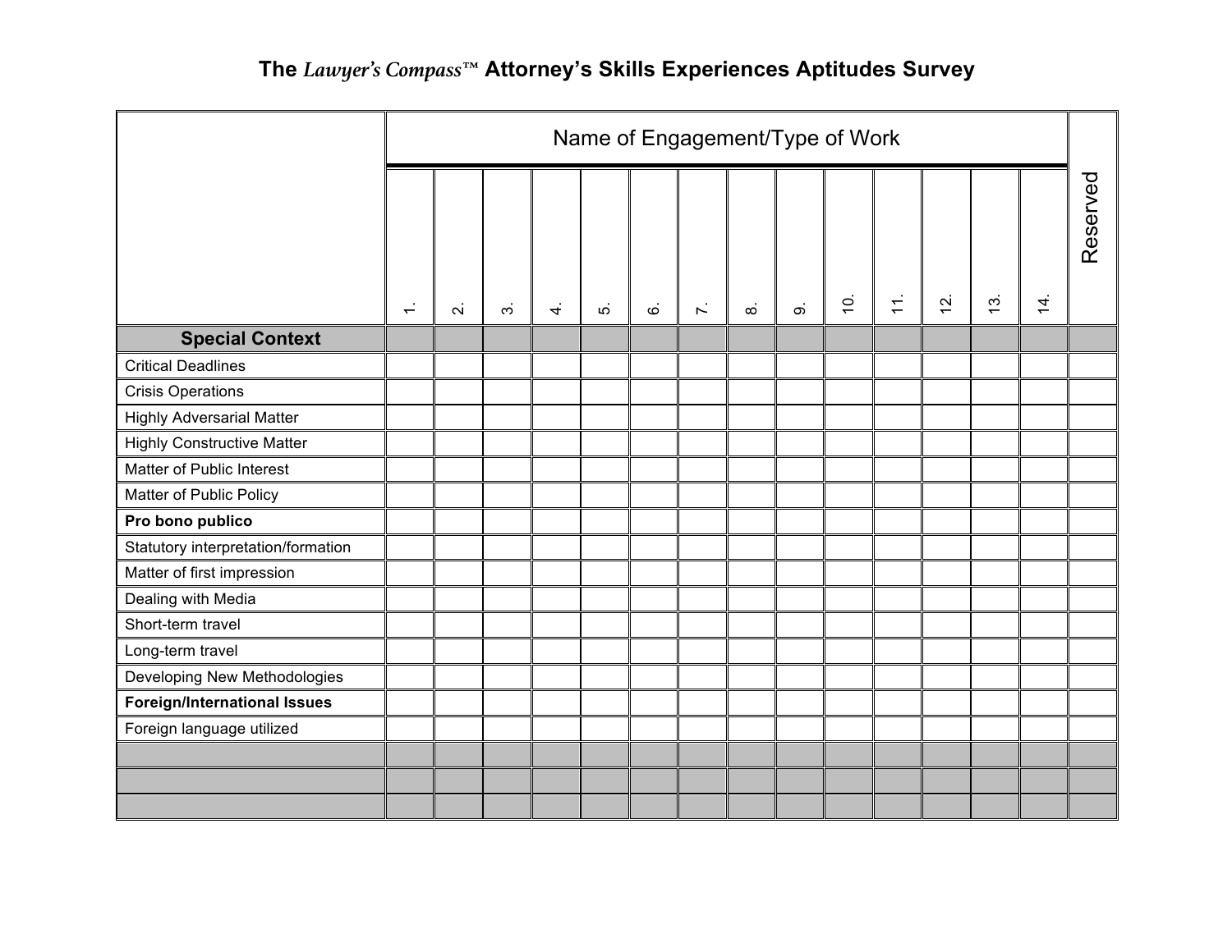# The *Lawyer's Compass™* Attorney's Skills Experiences Aptitudes Survey

| | Name of Engagement/Type of Work | | | | | | | | | | | | | | Reserved |
|---|---|---|---|---|---|---|---|---|---|---|---|---|---|---|---|
| | 1. | 2. | 3. | 4. | 5. | 6. | 7. | 8. | 9. | 10. | 11. | 12. | 13. | 14. | |
| **Special Context** | | | | | | | | | | | | | | | |
| Critical Deadlines | | | | | | | | | | | | | | | |
| Crisis Operations | | | | | | | | | | | | | | | |
| Highly Adversarial Matter | | | | | | | | | | | | | | | |
| Highly Constructive Matter | | | | | | | | | | | | | | | |
| Matter of Public Interest | | | | | | | | | | | | | | | |
| Matter of Public Policy | | | | | | | | | | | | | | | |
| **Pro bono publico** | | | | | | | | | | | | | | | |
| Statutory interpretation/formation | | | | | | | | | | | | | | | |
| Matter of first impression | | | | | | | | | | | | | | | |
| Dealing with Media | | | | | | | | | | | | | | | |
| Short-term travel | | | | | | | | | | | | | | | |
| Long-term travel | | | | | | | | | | | | | | | |
| Developing New Methodologies | | | | | | | | | | | | | | | |
| **Foreign/International Issues** | | | | | | | | | | | | | | | |
| Foreign language utilized | | | | | | | | | | | | | | | |
| | | | | | | | | | | | | | | | |
| | | | | | | | | | | | | | | | |
| | | | | | | | | | | | | | | | |